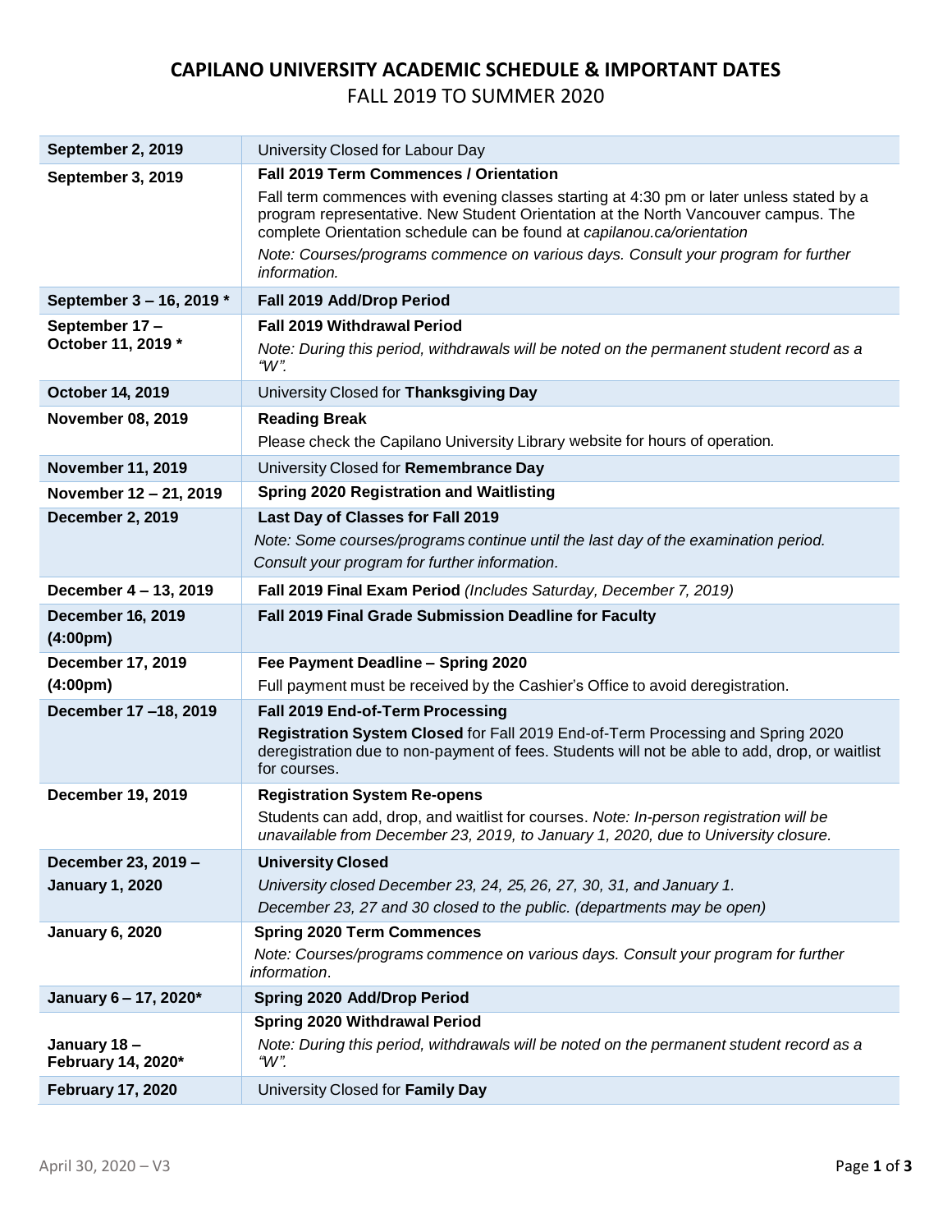# CAPILANO UNIVERSITY ACADEMIC SCHEDULE & IMPORTANT DATES

## FALL 2019 TO SUMMER 2020

| Date | Event |
|---|---|
| **September 2, 2019** | University Closed for Labour Day |
| **September 3, 2019** | **Fall 2019 Term Commences / Orientation**<br>Fall term commences with evening classes starting at 4:30 pm or later unless stated by a program representative. New Student Orientation at the North Vancouver campus. The complete Orientation schedule can be found at *capilanou.ca/orientation*<br>*Note: Courses/programs commence on various days. Consult your program for further information.* |
| **September 3 – 16, 2019 \*** | **Fall 2019 Add/Drop Period** |
| **September 17 – October 11, 2019 \*** | **Fall 2019 Withdrawal Period**<br>*Note: During this period, withdrawals will be noted on the permanent student record as a "W".* |
| **October 14, 2019** | University Closed for **Thanksgiving Day** |
| **November 08, 2019** | **Reading Break**<br>Please check the Capilano University Library website for hours of operation. |
| **November 11, 2019** | University Closed for **Remembrance Day** |
| **November 12 – 21, 2019** | **Spring 2020 Registration and Waitlisting** |
| **December 2, 2019** | **Last Day of Classes for Fall 2019**<br>*Note: Some courses/programs continue until the last day of the examination period. Consult your program for further information.* |
| **December 4 – 13, 2019** | **Fall 2019 Final Exam Period** *(Includes Saturday, December 7, 2019)* |
| **December 16, 2019 (4:00pm)** | **Fall 2019 Final Grade Submission Deadline for Faculty** |
| **December 17, 2019 (4:00pm)** | **Fee Payment Deadline – Spring 2020**<br>Full payment must be received by the Cashier's Office to avoid deregistration. |
| **December 17 –18, 2019** | **Fall 2019 End-of-Term Processing**<br>**Registration System Closed** for Fall 2019 End-of-Term Processing and Spring 2020 deregistration due to non-payment of fees. Students will not be able to add, drop, or waitlist for courses. |
| **December 19, 2019** | **Registration System Re-opens**<br>Students can add, drop, and waitlist for courses. *Note: In-person registration will be unavailable from December 23, 2019, to January 1, 2020, due to University closure.* |
| **December 23, 2019 – January 1, 2020** | **University Closed**<br>*University closed December 23, 24, 25, 26, 27, 30, 31, and January 1.*<br>*December 23, 27 and 30 closed to the public. (departments may be open)* |
| **January 6, 2020** | **Spring 2020 Term Commences**<br>*Note: Courses/programs commence on various days. Consult your program for further information.* |
| **January 6 – 17, 2020\*** | **Spring 2020 Add/Drop Period** |
| **January 18 – February 14, 2020\*** | **Spring 2020 Withdrawal Period**<br>*Note: During this period, withdrawals will be noted on the permanent student record as a "W".* |
| **February 17, 2020** | University Closed for **Family Day** |

April 30, 2020 – V3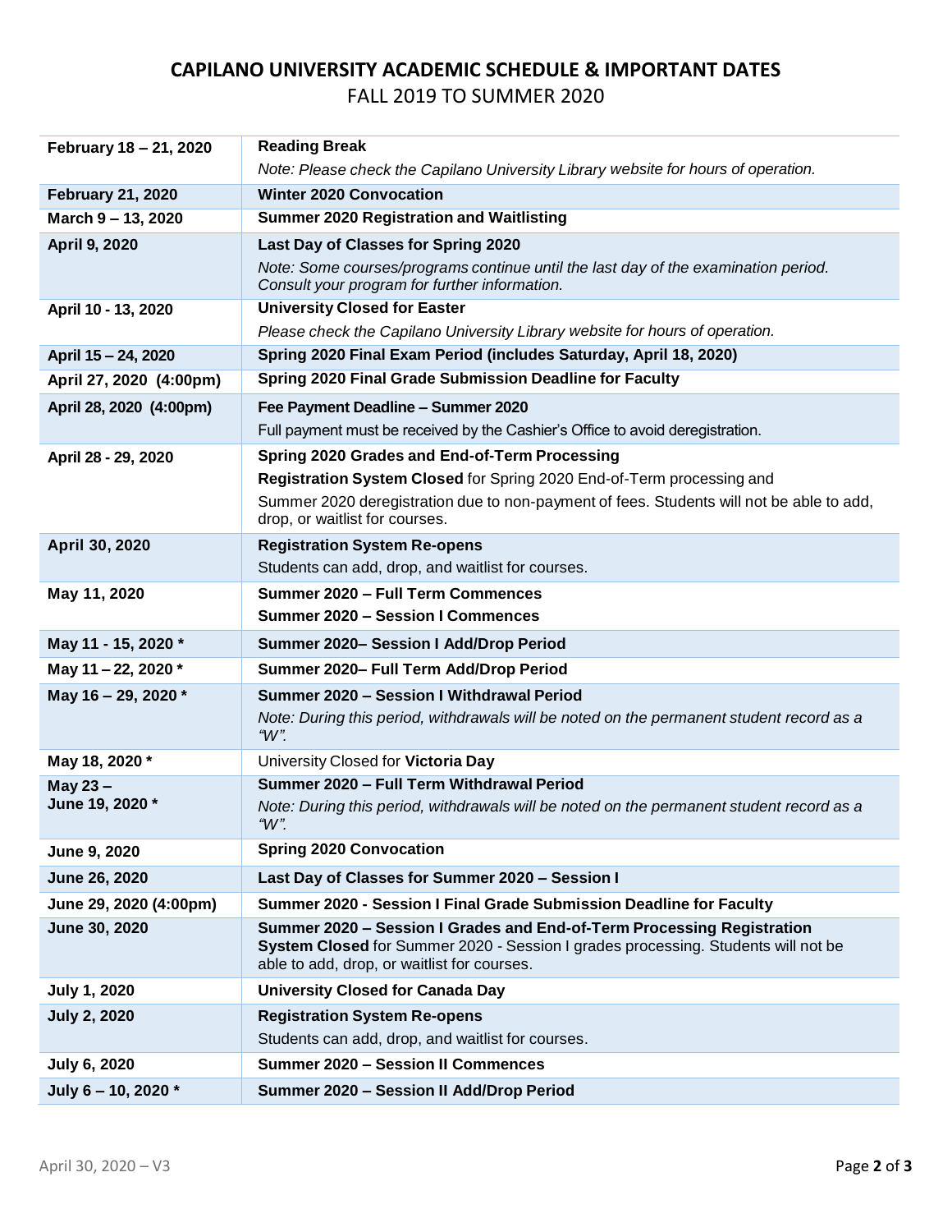# CAPILANO UNIVERSITY ACADEMIC SCHEDULE & IMPORTANT DATES

FALL 2019 TO SUMMER 2020

| | |
|---|---|
| **February 18 – 21, 2020** | **Reading Break**<br>*Note: Please check the Capilano University Library website for hours of operation.* |
| **February 21, 2020** | **Winter 2020 Convocation** |
| **March 9 – 13, 2020** | **Summer 2020 Registration and Waitlisting** |
| **April 9, 2020** | **Last Day of Classes for Spring 2020**<br>*Note: Some courses/programs continue until the last day of the examination period. Consult your program for further information.* |
| **April 10 - 13, 2020** | **University Closed for Easter**<br>*Please check the Capilano University Library website for hours of operation.* |
| **April 15 – 24, 2020** | **Spring 2020 Final Exam Period (includes Saturday, April 18, 2020)** |
| **April 27, 2020 (4:00pm)** | **Spring 2020 Final Grade Submission Deadline for Faculty** |
| **April 28, 2020 (4:00pm)** | **Fee Payment Deadline – Summer 2020**<br>Full payment must be received by the Cashier's Office to avoid deregistration. |
| **April 28 - 29, 2020** | **Spring 2020 Grades and End-of-Term Processing**<br>**Registration System Closed** for Spring 2020 End-of-Term processing and<br>Summer 2020 deregistration due to non-payment of fees. Students will not be able to add, drop, or waitlist for courses. |
| **April 30, 2020** | **Registration System Re-opens**<br>Students can add, drop, and waitlist for courses. |
| **May 11, 2020** | **Summer 2020 – Full Term Commences**<br>**Summer 2020 – Session I Commences** |
| **May 11 - 15, 2020 *** | **Summer 2020– Session I Add/Drop Period** |
| **May 11 – 22, 2020 *** | **Summer 2020– Full Term Add/Drop Period** |
| **May 16 – 29, 2020 *** | **Summer 2020 – Session I Withdrawal Period**<br>*Note: During this period, withdrawals will be noted on the permanent student record as a "W".* |
| **May 18, 2020 *** | University Closed for **Victoria Day** |
| **May 23 – June 19, 2020 *** | **Summer 2020 – Full Term Withdrawal Period**<br>*Note: During this period, withdrawals will be noted on the permanent student record as a "W".* |
| **June 9, 2020** | **Spring 2020 Convocation** |
| **June 26, 2020** | **Last Day of Classes for Summer 2020 – Session I** |
| **June 29, 2020 (4:00pm)** | **Summer 2020 - Session I Final Grade Submission Deadline for Faculty** |
| **June 30, 2020** | **Summer 2020 – Session I Grades and End-of-Term Processing Registration System Closed** for Summer 2020 - Session I grades processing. Students will not be able to add, drop, or waitlist for courses. |
| **July 1, 2020** | **University Closed for Canada Day** |
| **July 2, 2020** | **Registration System Re-opens**<br>Students can add, drop, and waitlist for courses. |
| **July 6, 2020** | **Summer 2020 – Session II Commences** |
| **July 6 – 10, 2020 *** | **Summer 2020 – Session II Add/Drop Period** |

April 30, 2020 – V3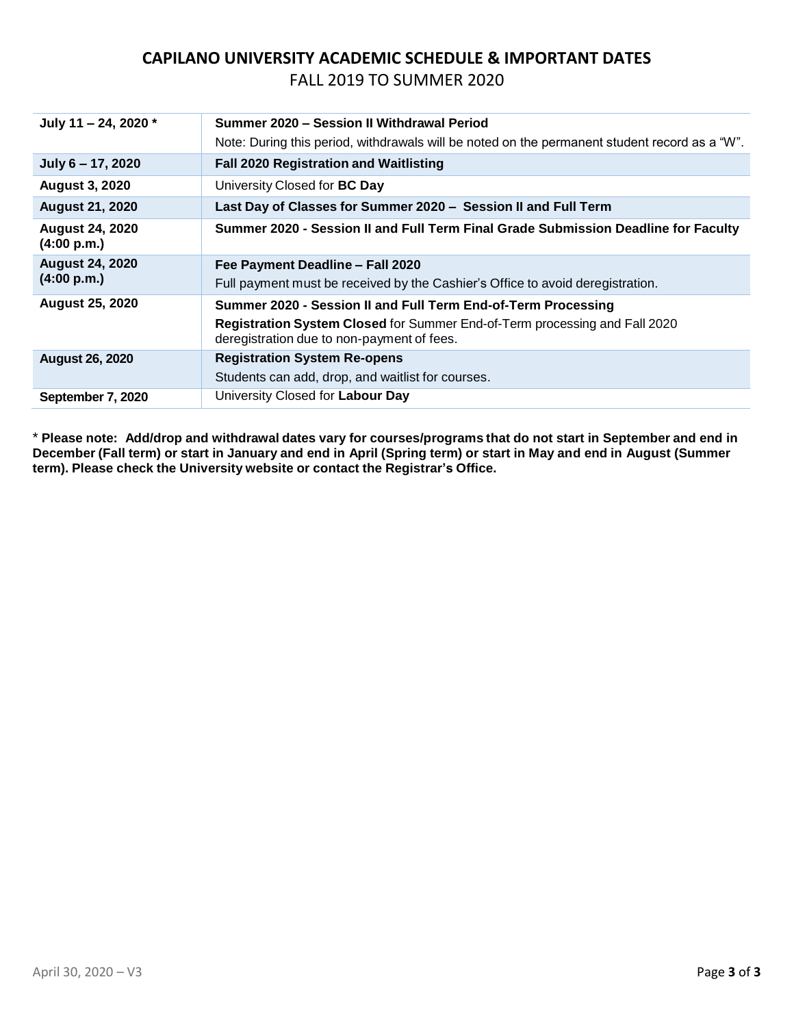# CAPILANO UNIVERSITY ACADEMIC SCHEDULE & IMPORTANT DATES

## FALL 2019 TO SUMMER 2020

| | |
|---|---|
| **July 11 – 24, 2020 \*** | **Summer 2020 – Session II Withdrawal Period**<br>Note: During this period, withdrawals will be noted on the permanent student record as a "W". |
| **July 6 – 17, 2020** | **Fall 2020 Registration and Waitlisting** |
| **August 3, 2020** | University Closed for **BC Day** |
| **August 21, 2020** | **Last Day of Classes for Summer 2020 – Session II and Full Term** |
| **August 24, 2020 (4:00 p.m.)** | **Summer 2020 - Session II and Full Term Final Grade Submission Deadline for Faculty** |
| **August 24, 2020 (4:00 p.m.)** | **Fee Payment Deadline – Fall 2020**<br>Full payment must be received by the Cashier's Office to avoid deregistration. |
| **August 25, 2020** | **Summer 2020 - Session II and Full Term End-of-Term Processing**<br>**Registration System Closed** for Summer End-of-Term processing and Fall 2020 deregistration due to non-payment of fees. |
| **August 26, 2020** | **Registration System Re-opens**<br>Students can add, drop, and waitlist for courses. |
| **September 7, 2020** | University Closed for **Labour Day** |

\* **Please note: Add/drop and withdrawal dates vary for courses/programs that do not start in September and end in December (Fall term) or start in January and end in April (Spring term) or start in May and end in August (Summer term). Please check the University website or contact the Registrar's Office.**

April 30, 2020 – V3